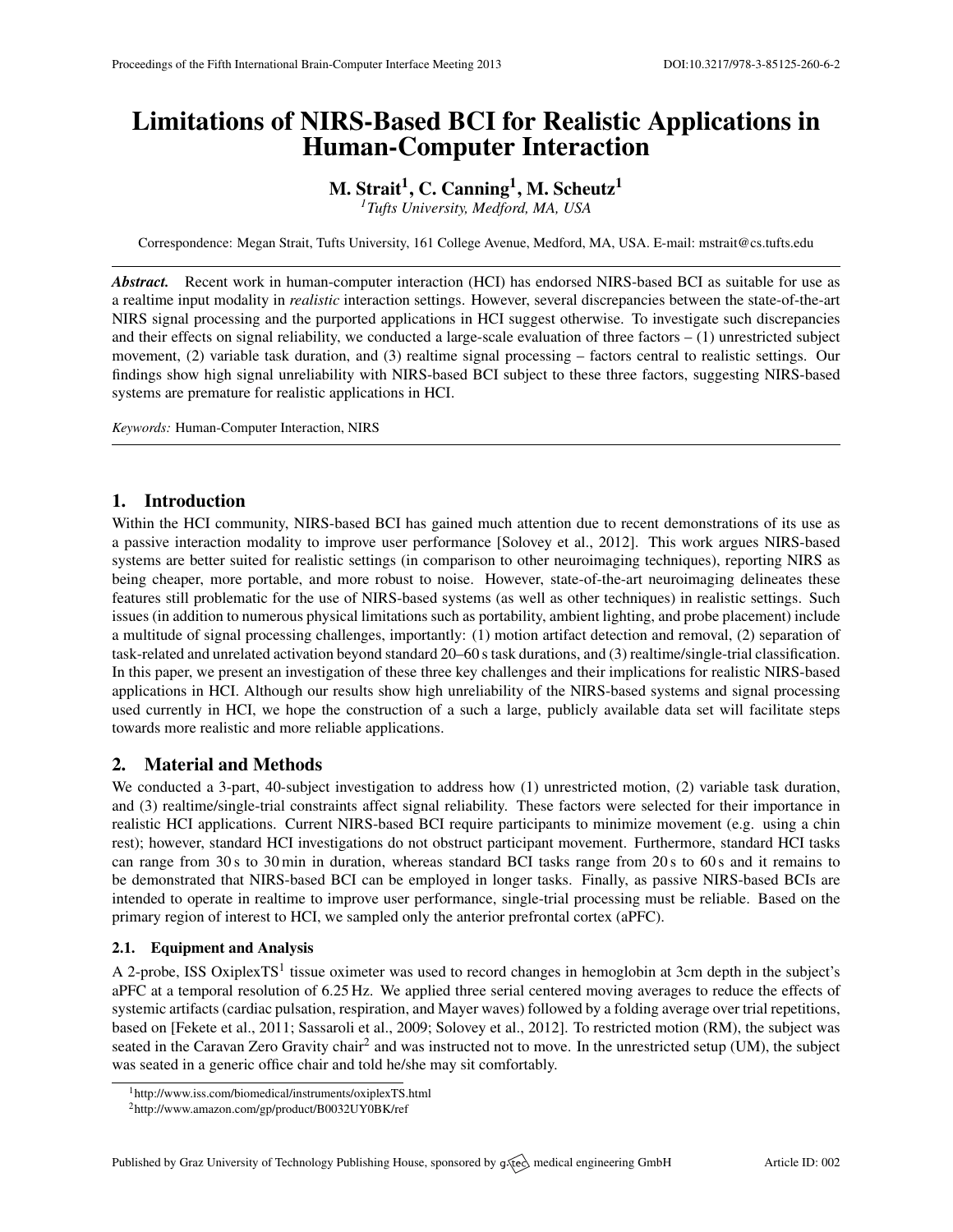# Limitations of NIRS-Based BCI for Realistic Applications in Human-Computer Interaction

**M. Strait[1], C. Canning[1], M. Scheutz[1]**

[1] *Tufts University, Medford, MA, USA*

Correspondence: Megan Strait, Tufts University, 161 College Avenue, Medford, MA, USA. E-mail: mstrait@cs.tufts.edu

***Abstract.*** Recent work in human-computer interaction (HCI) has endorsed NIRS-based BCI as suitable for use as a realtime input modality in *realistic* interaction settings. However, several discrepancies between the state-of-the-art NIRS signal processing and the purported applications in HCI suggest otherwise. To investigate such discrepancies and their effects on signal reliability, we conducted a large-scale evaluation of three factors – (1) unrestricted subject movement, (2) variable task duration, and (3) realtime signal processing – factors central to realistic settings. Our findings show high signal unreliability with NIRS-based BCI subject to these three factors, suggesting NIRS-based systems are premature for realistic applications in HCI.

*Keywords:* Human-Computer Interaction, NIRS

## 1. Introduction

Within the HCI community, NIRS-based BCI has gained much attention due to recent demonstrations of its use as a passive interaction modality to improve user performance [Solovey et al., 2012]. This work argues NIRS-based systems are better suited for realistic settings (in comparison to other neuroimaging techniques), reporting NIRS as being cheaper, more portable, and more robust to noise. However, state-of-the-art neuroimaging delineates these features still problematic for the use of NIRS-based systems (as well as other techniques) in realistic settings. Such issues (in addition to numerous physical limitations such as portability, ambient lighting, and probe placement) include a multitude of signal processing challenges, importantly: (1) motion artifact detection and removal, (2) separation of task-related and unrelated activation beyond standard 20–60 s task durations, and (3) realtime/single-trial classification. In this paper, we present an investigation of these three key challenges and their implications for realistic NIRS-based applications in HCI. Although our results show high unreliability of the NIRS-based systems and signal processing used currently in HCI, we hope the construction of a such a large, publicly available data set will facilitate steps towards more realistic and more reliable applications.

## 2. Material and Methods

We conducted a 3-part, 40-subject investigation to address how (1) unrestricted motion, (2) variable task duration, and (3) realtime/single-trial constraints affect signal reliability. These factors were selected for their importance in realistic HCI applications. Current NIRS-based BCI require participants to minimize movement (e.g. using a chin rest); however, standard HCI investigations do not obstruct participant movement. Furthermore, standard HCI tasks can range from 30 s to 30 min in duration, whereas standard BCI tasks range from 20 s to 60 s and it remains to be demonstrated that NIRS-based BCI can be employed in longer tasks. Finally, as passive NIRS-based BCIs are intended to operate in realtime to improve user performance, single-trial processing must be reliable. Based on the primary region of interest to HCI, we sampled only the anterior prefrontal cortex (aPFC).

### 2.1. Equipment and Analysis

A 2-probe, ISS OxiplexTS[1] tissue oximeter was used to record changes in hemoglobin at 3cm depth in the subject's aPFC at a temporal resolution of 6.25 Hz. We applied three serial centered moving averages to reduce the effects of systemic artifacts (cardiac pulsation, respiration, and Mayer waves) followed by a folding average over trial repetitions, based on [Fekete et al., 2011; Sassaroli et al., 2009; Solovey et al., 2012]. To restricted motion (RM), the subject was seated in the Caravan Zero Gravity chair[2] and was instructed not to move. In the unrestricted setup (UM), the subject was seated in a generic office chair and told he/she may sit comfortably.

[1] http://www.iss.com/biomedical/instruments/oxiplexTS.html

[2] http://www.amazon.com/gp/product/B0032UY0BK/ref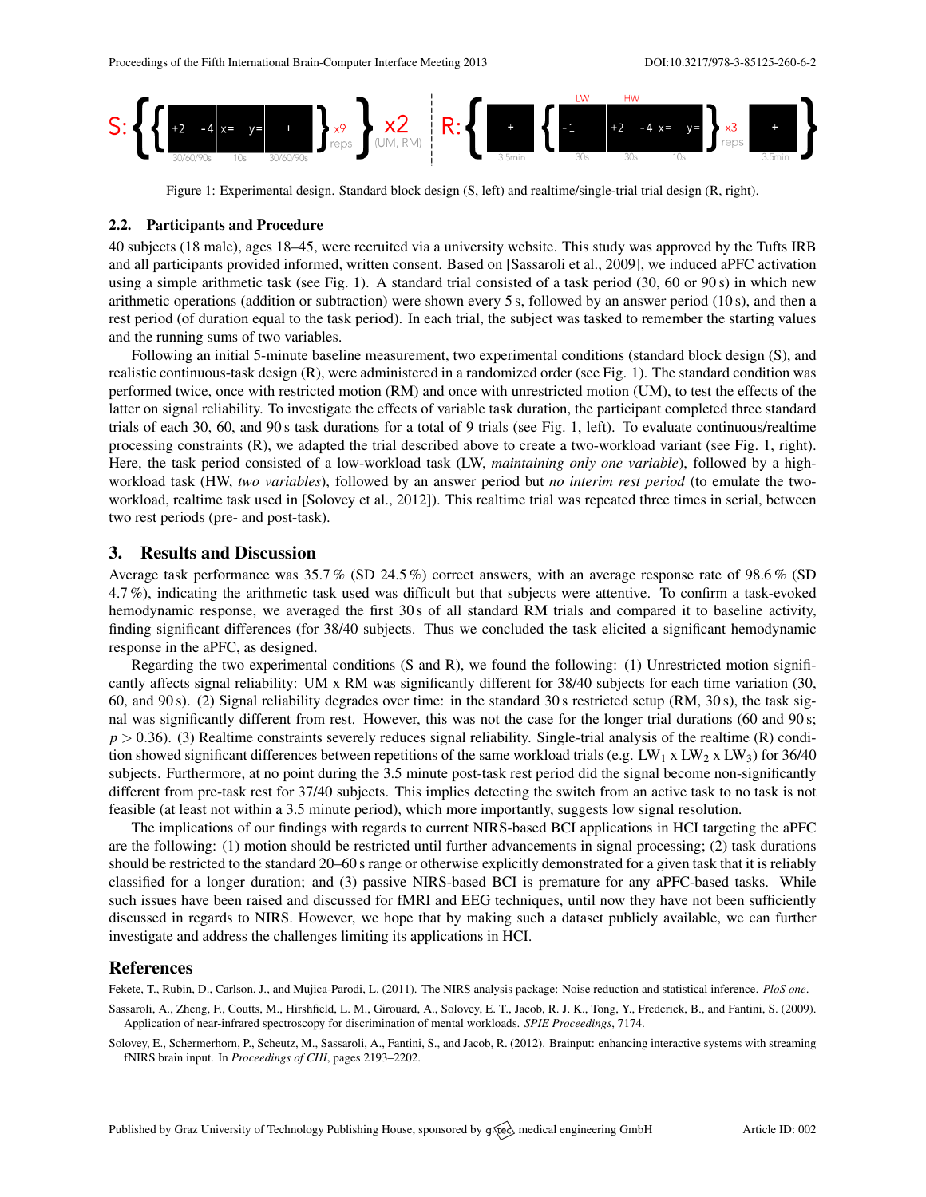S: {{ +2 -4 x= y= + }x9 reps }x2 (UM, RM)
30/60/90s 10s 30/60/90s

R: { + { -1 +2 -4 x= y= }x3 reps + }
LW HW
3.5min 30s 30s 10s 3.5min

Figure 1: Experimental design. Standard block design (S, left) and realtime/single-trial trial design (R, right).

### 2.2. Participants and Procedure

40 subjects (18 male), ages 18–45, were recruited via a university website. This study was approved by the Tufts IRB and all participants provided informed, written consent. Based on [Sassaroli et al., 2009], we induced aPFC activation using a simple arithmetic task (see Fig. 1). A standard trial consisted of a task period (30, 60 or 90 s) in which new arithmetic operations (addition or subtraction) were shown every 5 s, followed by an answer period (10 s), and then a rest period (of duration equal to the task period). In each trial, the subject was tasked to remember the starting values and the running sums of two variables.

Following an initial 5-minute baseline measurement, two experimental conditions (standard block design (S), and realistic continuous-task design (R), were administered in a randomized order (see Fig. 1). The standard condition was performed twice, once with restricted motion (RM) and once with unrestricted motion (UM), to test the effects of the latter on signal reliability. To investigate the effects of variable task duration, the participant completed three standard trials of each 30, 60, and 90 s task durations for a total of 9 trials (see Fig. 1, left). To evaluate continuous/realtime processing constraints (R), we adapted the trial described above to create a two-workload variant (see Fig. 1, right). Here, the task period consisted of a low-workload task (LW, *maintaining only one variable*), followed by a high-workload task (HW, *two variables*), followed by an answer period but *no interim rest period* (to emulate the two-workload, realtime task used in [Solovey et al., 2012]). This realtime trial was repeated three times in serial, between two rest periods (pre- and post-task).

## 3. Results and Discussion

Average task performance was 35.7 % (SD 24.5 %) correct answers, with an average response rate of 98.6 % (SD 4.7 %), indicating the arithmetic task used was difficult but that subjects were attentive. To confirm a task-evoked hemodynamic response, we averaged the first 30 s of all standard RM trials and compared it to baseline activity, finding significant differences (for 38/40 subjects. Thus we concluded the task elicited a significant hemodynamic response in the aPFC, as designed.

Regarding the two experimental conditions (S and R), we found the following: (1) Unrestricted motion significantly affects signal reliability: UM x RM was significantly different for 38/40 subjects for each time variation (30, 60, and 90 s). (2) Signal reliability degrades over time: in the standard 30 s restricted setup (RM, 30 s), the task signal was significantly different from rest. However, this was not the case for the longer trial durations (60 and 90 s; $p > 0.36$). (3) Realtime constraints severely reduces signal reliability. Single-trial analysis of the realtime (R) condition showed significant differences between repetitions of the same workload trials (e.g. $LW_1$ x $LW_2$ x $LW_3$) for 36/40 subjects. Furthermore, at no point during the 3.5 minute post-task rest period did the signal become non-significantly different from pre-task rest for 37/40 subjects. This implies detecting the switch from an active task to no task is not feasible (at least not within a 3.5 minute period), which more importantly, suggests low signal resolution.

The implications of our findings with regards to current NIRS-based BCI applications in HCI targeting the aPFC are the following: (1) motion should be restricted until further advancements in signal processing; (2) task durations should be restricted to the standard 20–60 s range or otherwise explicitly demonstrated for a given task that it is reliably classified for a longer duration; and (3) passive NIRS-based BCI is premature for any aPFC-based tasks. While such issues have been raised and discussed for fMRI and EEG techniques, until now they have not been sufficiently discussed in regards to NIRS. However, we hope that by making such a dataset publicly available, we can further investigate and address the challenges limiting its applications in HCI.

## References

Fekete, T., Rubin, D., Carlson, J., and Mujica-Parodi, L. (2011). The NIRS analysis package: Noise reduction and statistical inference. *PloS one*.

Sassaroli, A., Zheng, F., Coutts, M., Hirshfield, L. M., Girouard, A., Solovey, E. T., Jacob, R. J. K., Tong, Y., Frederick, B., and Fantini, S. (2009). Application of near-infrared spectroscopy for discrimination of mental workloads. *SPIE Proceedings*, 7174.

Solovey, E., Schermerhorn, P., Scheutz, M., Sassaroli, A., Fantini, S., and Jacob, R. (2012). Brainput: enhancing interactive systems with streaming fNIRS brain input. In *Proceedings of CHI*, pages 2193–2202.